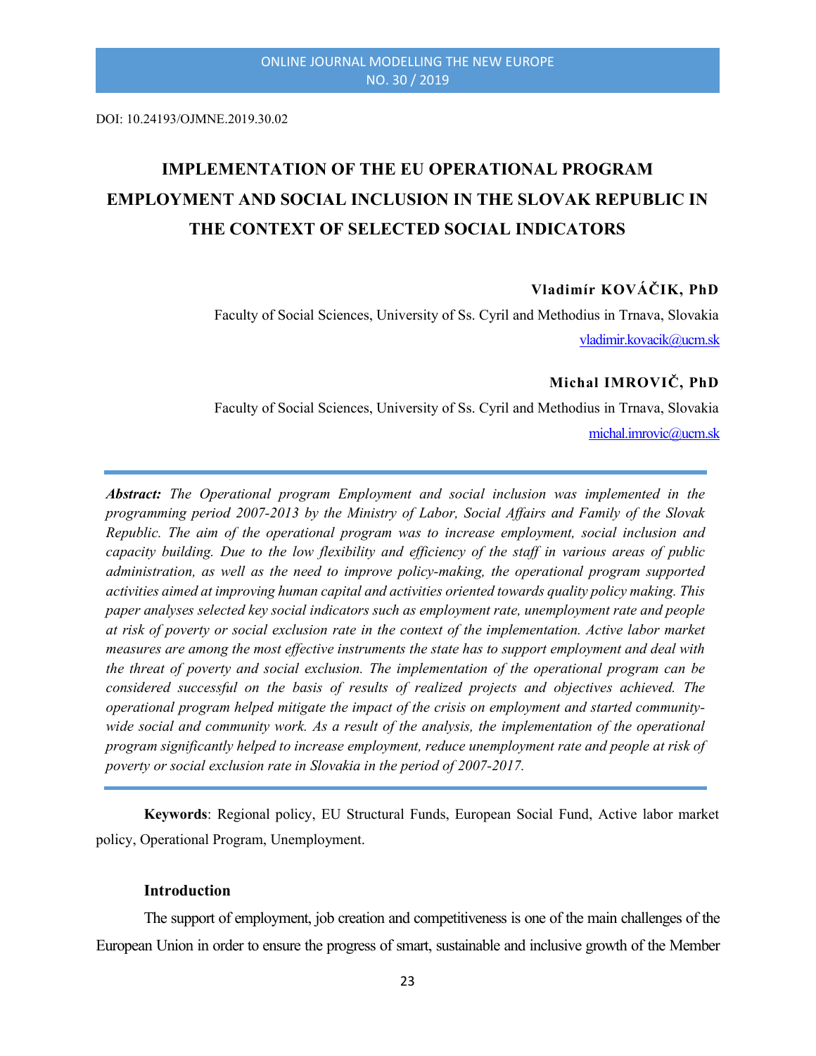DOI: 10.24193/OJMNE.2019.30.02

# IMPLEMENTATION OF THE EU OPERATIONAL PROGRAM EMPLOYMENT AND SOCIAL INCLUSION IN THE SLOVAK REPUBLIC IN THE CONTEXT OF SELECTED SOCIAL INDICATORS

**Vladimír KOVÁČIK, PhD**

Faculty of Social Sciences, University of Ss. Cyril and Methodius in Trnava, Slovakia

vladimir.kovacik@ucm.sk

**Michal IMROVIČ, PhD**

Faculty of Social Sciences, University of Ss. Cyril and Methodius in Trnava, Slovakia

michal.imrovic@ucm.sk

***Abstract:*** *The Operational program Employment and social inclusion was implemented in the programming period 2007-2013 by the Ministry of Labor, Social Affairs and Family of the Slovak Republic. The aim of the operational program was to increase employment, social inclusion and capacity building. Due to the low flexibility and efficiency of the staff in various areas of public administration, as well as the need to improve policy-making, the operational program supported activities aimed at improving human capital and activities oriented towards quality policy making. This paper analyses selected key social indicators such as employment rate, unemployment rate and people at risk of poverty or social exclusion rate in the context of the implementation. Active labor market measures are among the most effective instruments the state has to support employment and deal with the threat of poverty and social exclusion. The implementation of the operational program can be considered successful on the basis of results of realized projects and objectives achieved. The operational program helped mitigate the impact of the crisis on employment and started community-wide social and community work. As a result of the analysis, the implementation of the operational program significantly helped to increase employment, reduce unemployment rate and people at risk of poverty or social exclusion rate in Slovakia in the period of 2007-2017.*

**Keywords**: Regional policy, EU Structural Funds, European Social Fund, Active labor market policy, Operational Program, Unemployment.

## Introduction

The support of employment, job creation and competitiveness is one of the main challenges of the European Union in order to ensure the progress of smart, sustainable and inclusive growth of the Member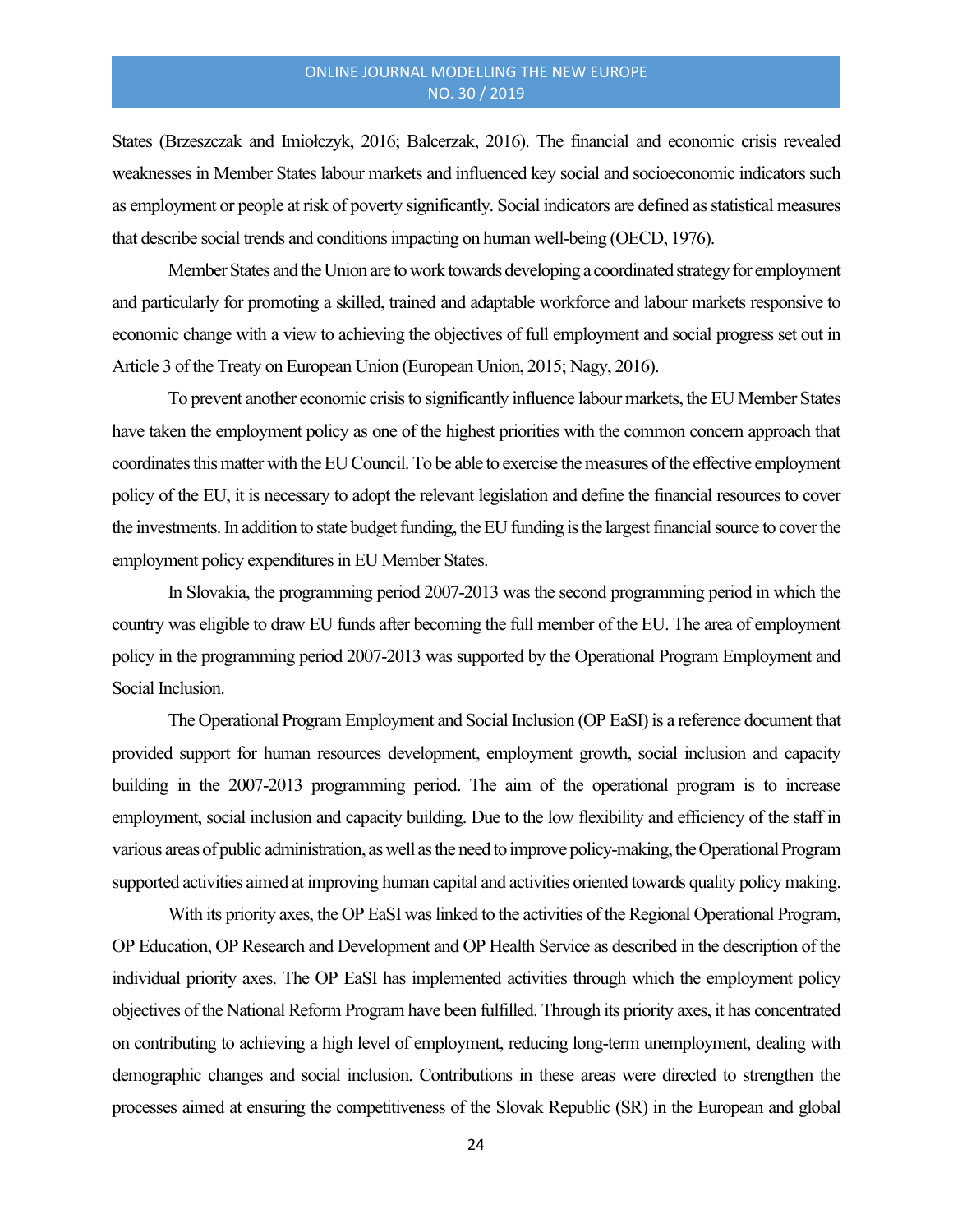States (Brzeszczak and Imiołczyk, 2016; Balcerzak, 2016). The financial and economic crisis revealed weaknesses in Member States labour markets and influenced key social and socioeconomic indicators such as employment or people at risk of poverty significantly. Social indicators are defined as statistical measures that describe social trends and conditions impacting on human well-being (OECD, 1976).

Member States and the Union are to work towards developing a coordinated strategy for employment and particularly for promoting a skilled, trained and adaptable workforce and labour markets responsive to economic change with a view to achieving the objectives of full employment and social progress set out in Article 3 of the Treaty on European Union (European Union, 2015; Nagy, 2016).

To prevent another economic crisis to significantly influence labour markets, the EU Member States have taken the employment policy as one of the highest priorities with the common concern approach that coordinates this matter with the EU Council. To be able to exercise the measures of the effective employment policy of the EU, it is necessary to adopt the relevant legislation and define the financial resources to cover the investments. In addition to state budget funding, the EU funding is the largest financial source to cover the employment policy expenditures in EU Member States.

In Slovakia, the programming period 2007-2013 was the second programming period in which the country was eligible to draw EU funds after becoming the full member of the EU. The area of employment policy in the programming period 2007-2013 was supported by the Operational Program Employment and Social Inclusion.

The Operational Program Employment and Social Inclusion (OP EaSI) is a reference document that provided support for human resources development, employment growth, social inclusion and capacity building in the 2007-2013 programming period. The aim of the operational program is to increase employment, social inclusion and capacity building. Due to the low flexibility and efficiency of the staff in various areas of public administration, as well as the need to improve policy-making, the Operational Program supported activities aimed at improving human capital and activities oriented towards quality policy making.

With its priority axes, the OP EaSI was linked to the activities of the Regional Operational Program, OP Education, OP Research and Development and OP Health Service as described in the description of the individual priority axes. The OP EaSI has implemented activities through which the employment policy objectives of the National Reform Program have been fulfilled. Through its priority axes, it has concentrated on contributing to achieving a high level of employment, reducing long-term unemployment, dealing with demographic changes and social inclusion. Contributions in these areas were directed to strengthen the processes aimed at ensuring the competitiveness of the Slovak Republic (SR) in the European and global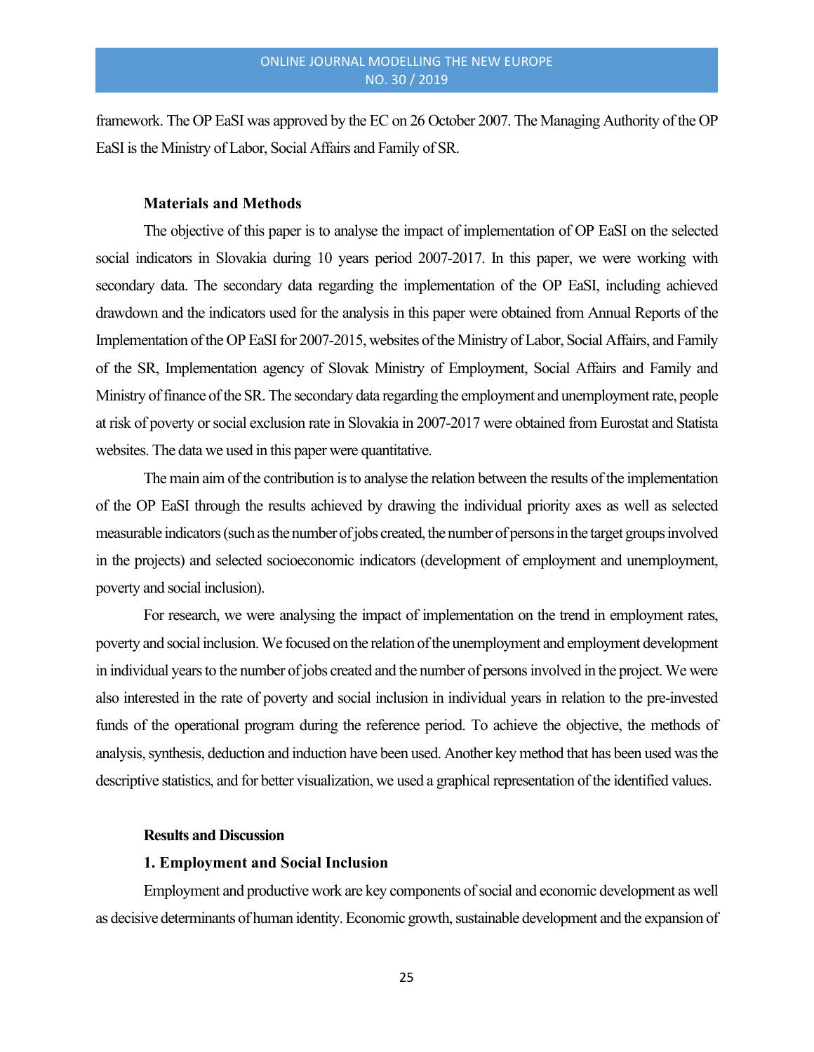framework. The OP EaSI was approved by the EC on 26 October 2007. The Managing Authority of the OP EaSI is the Ministry of Labor, Social Affairs and Family of SR.

## Materials and Methods

The objective of this paper is to analyse the impact of implementation of OP EaSI on the selected social indicators in Slovakia during 10 years period 2007-2017. In this paper, we were working with secondary data. The secondary data regarding the implementation of the OP EaSI, including achieved drawdown and the indicators used for the analysis in this paper were obtained from Annual Reports of the Implementation of the OP EaSI for 2007-2015, websites of the Ministry of Labor, Social Affairs, and Family of the SR, Implementation agency of Slovak Ministry of Employment, Social Affairs and Family and Ministry of finance of the SR. The secondary data regarding the employment and unemployment rate, people at risk of poverty or social exclusion rate in Slovakia in 2007-2017 were obtained from Eurostat and Statista websites. The data we used in this paper were quantitative.

The main aim of the contribution is to analyse the relation between the results of the implementation of the OP EaSI through the results achieved by drawing the individual priority axes as well as selected measurable indicators (such as the number of jobs created, the number of persons in the target groups involved in the projects) and selected socioeconomic indicators (development of employment and unemployment, poverty and social inclusion).

For research, we were analysing the impact of implementation on the trend in employment rates, poverty and social inclusion. We focused on the relation of the unemployment and employment development in individual years to the number of jobs created and the number of persons involved in the project. We were also interested in the rate of poverty and social inclusion in individual years in relation to the pre-invested funds of the operational program during the reference period. To achieve the objective, the methods of analysis, synthesis, deduction and induction have been used. Another key method that has been used was the descriptive statistics, and for better visualization, we used a graphical representation of the identified values.

## Results and Discussion

### 1. Employment and Social Inclusion

Employment and productive work are key components of social and economic development as well as decisive determinants of human identity. Economic growth, sustainable development and the expansion of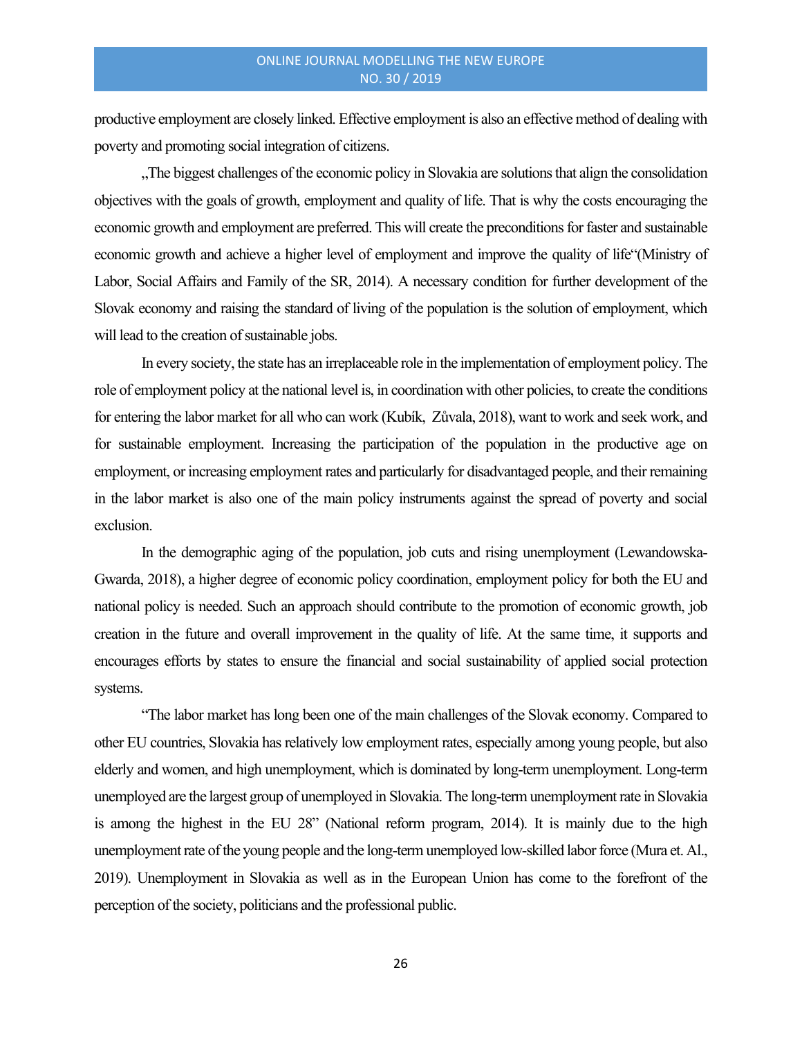productive employment are closely linked. Effective employment is also an effective method of dealing with poverty and promoting social integration of citizens.

„The biggest challenges of the economic policy in Slovakia are solutions that align the consolidation objectives with the goals of growth, employment and quality of life. That is why the costs encouraging the economic growth and employment are preferred. This will create the preconditions for faster and sustainable economic growth and achieve a higher level of employment and improve the quality of life"(Ministry of Labor, Social Affairs and Family of the SR, 2014). A necessary condition for further development of the Slovak economy and raising the standard of living of the population is the solution of employment, which will lead to the creation of sustainable jobs.

In every society, the state has an irreplaceable role in the implementation of employment policy. The role of employment policy at the national level is, in coordination with other policies, to create the conditions for entering the labor market for all who can work (Kubík, Zůvala, 2018), want to work and seek work, and for sustainable employment. Increasing the participation of the population in the productive age on employment, or increasing employment rates and particularly for disadvantaged people, and their remaining in the labor market is also one of the main policy instruments against the spread of poverty and social exclusion.

In the demographic aging of the population, job cuts and rising unemployment (Lewandowska-Gwarda, 2018), a higher degree of economic policy coordination, employment policy for both the EU and national policy is needed. Such an approach should contribute to the promotion of economic growth, job creation in the future and overall improvement in the quality of life. At the same time, it supports and encourages efforts by states to ensure the financial and social sustainability of applied social protection systems.

"The labor market has long been one of the main challenges of the Slovak economy. Compared to other EU countries, Slovakia has relatively low employment rates, especially among young people, but also elderly and women, and high unemployment, which is dominated by long-term unemployment. Long-term unemployed are the largest group of unemployed in Slovakia. The long-term unemployment rate in Slovakia is among the highest in the EU 28" (National reform program, 2014). It is mainly due to the high unemployment rate of the young people and the long-term unemployed low-skilled labor force (Mura et. Al., 2019). Unemployment in Slovakia as well as in the European Union has come to the forefront of the perception of the society, politicians and the professional public.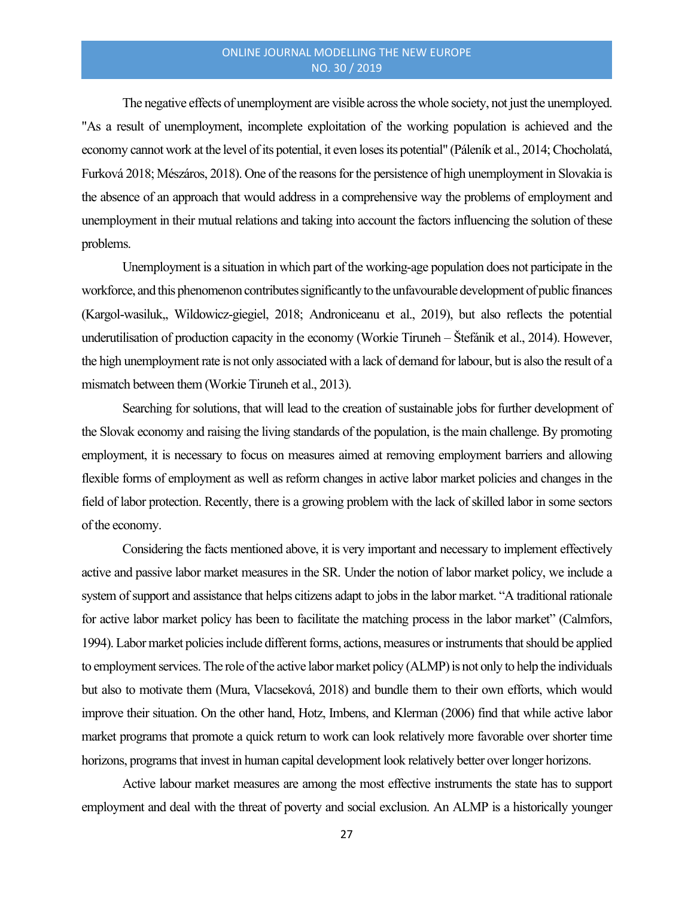The negative effects of unemployment are visible across the whole society, not just the unemployed. "As a result of unemployment, incomplete exploitation of the working population is achieved and the economy cannot work at the level of its potential, it even loses its potential" (Páleník et al., 2014; Chocholatá, Furková 2018; Mészáros, 2018). One of the reasons for the persistence of high unemployment in Slovakia is the absence of an approach that would address in a comprehensive way the problems of employment and unemployment in their mutual relations and taking into account the factors influencing the solution of these problems.

Unemployment is a situation in which part of the working-age population does not participate in the workforce, and this phenomenon contributes significantly to the unfavourable development of public finances (Kargol-wasiluk,, Wildowicz-giegiel, 2018; Androniceanu et al., 2019), but also reflects the potential underutilisation of production capacity in the economy (Workie Tiruneh – Štefánik et al., 2014). However, the high unemployment rate is not only associated with a lack of demand for labour, but is also the result of a mismatch between them (Workie Tiruneh et al., 2013).

Searching for solutions, that will lead to the creation of sustainable jobs for further development of the Slovak economy and raising the living standards of the population, is the main challenge. By promoting employment, it is necessary to focus on measures aimed at removing employment barriers and allowing flexible forms of employment as well as reform changes in active labor market policies and changes in the field of labor protection. Recently, there is a growing problem with the lack of skilled labor in some sectors of the economy.

Considering the facts mentioned above, it is very important and necessary to implement effectively active and passive labor market measures in the SR. Under the notion of labor market policy, we include a system of support and assistance that helps citizens adapt to jobs in the labor market. "A traditional rationale for active labor market policy has been to facilitate the matching process in the labor market" (Calmfors, 1994). Labor market policies include different forms, actions, measures or instruments that should be applied to employment services. The role of the active labor market policy (ALMP) is not only to help the individuals but also to motivate them (Mura, Vlacseková, 2018) and bundle them to their own efforts, which would improve their situation. On the other hand, Hotz, Imbens, and Klerman (2006) find that while active labor market programs that promote a quick return to work can look relatively more favorable over shorter time horizons, programs that invest in human capital development look relatively better over longer horizons.

Active labour market measures are among the most effective instruments the state has to support employment and deal with the threat of poverty and social exclusion. An ALMP is a historically younger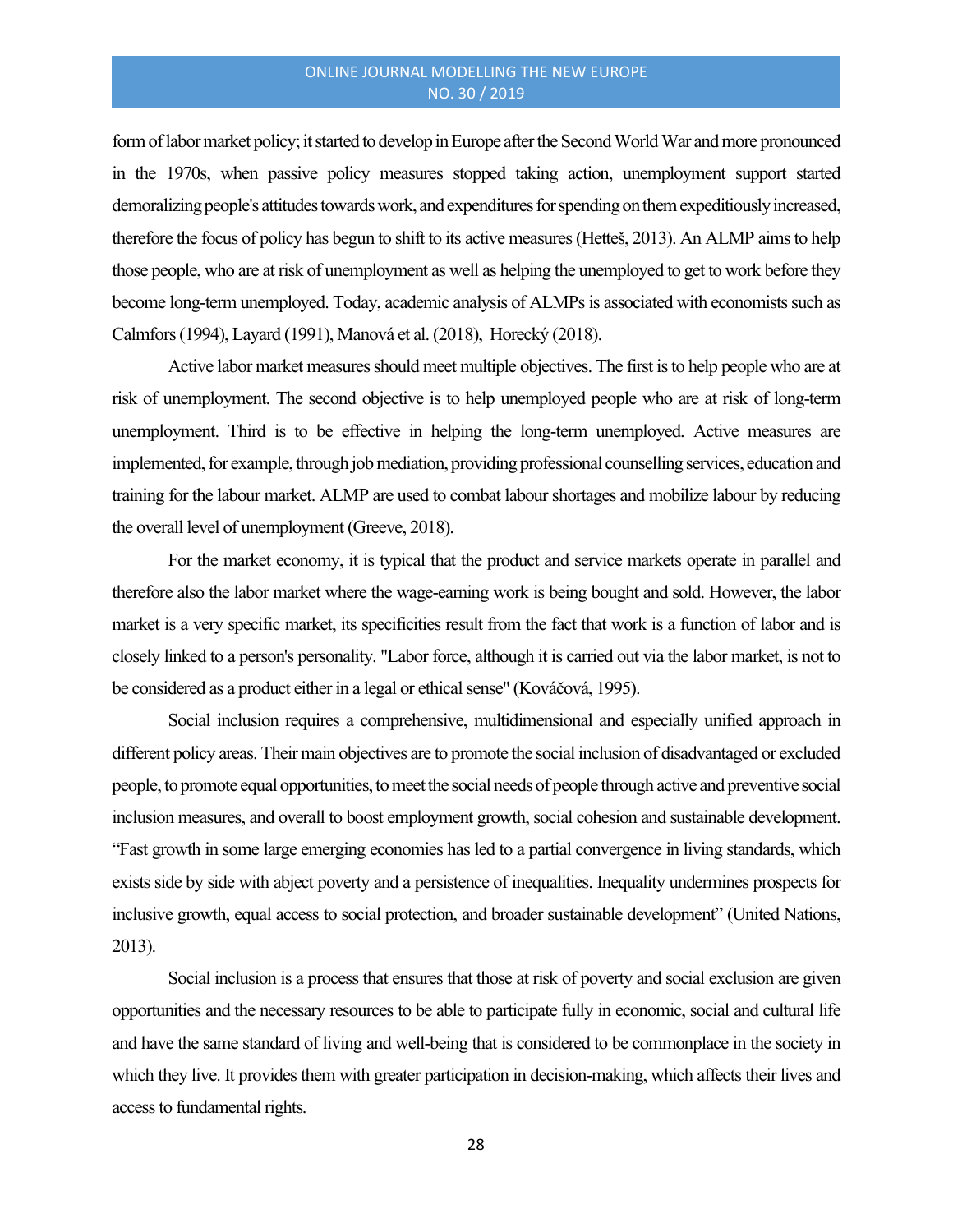form of labor market policy; it started to develop in Europe after the Second World War and more pronounced in the 1970s, when passive policy measures stopped taking action, unemployment support started demoralizing people's attitudes towards work, and expenditures for spending on them expeditiously increased, therefore the focus of policy has begun to shift to its active measures (Hetteš, 2013). An ALMP aims to help those people, who are at risk of unemployment as well as helping the unemployed to get to work before they become long-term unemployed. Today, academic analysis of ALMPs is associated with economists such as Calmfors (1994), Layard (1991), Manová et al. (2018), Horecký (2018).

Active labor market measures should meet multiple objectives. The first is to help people who are at risk of unemployment. The second objective is to help unemployed people who are at risk of long-term unemployment. Third is to be effective in helping the long-term unemployed. Active measures are implemented, for example, through job mediation, providing professional counselling services, education and training for the labour market. ALMP are used to combat labour shortages and mobilize labour by reducing the overall level of unemployment (Greeve, 2018).

For the market economy, it is typical that the product and service markets operate in parallel and therefore also the labor market where the wage-earning work is being bought and sold. However, the labor market is a very specific market, its specificities result from the fact that work is a function of labor and is closely linked to a person's personality. "Labor force, although it is carried out via the labor market, is not to be considered as a product either in a legal or ethical sense" (Kováčová, 1995).

Social inclusion requires a comprehensive, multidimensional and especially unified approach in different policy areas. Their main objectives are to promote the social inclusion of disadvantaged or excluded people, to promote equal opportunities, to meet the social needs of people through active and preventive social inclusion measures, and overall to boost employment growth, social cohesion and sustainable development. "Fast growth in some large emerging economies has led to a partial convergence in living standards, which exists side by side with abject poverty and a persistence of inequalities. Inequality undermines prospects for inclusive growth, equal access to social protection, and broader sustainable development" (United Nations, 2013).

Social inclusion is a process that ensures that those at risk of poverty and social exclusion are given opportunities and the necessary resources to be able to participate fully in economic, social and cultural life and have the same standard of living and well-being that is considered to be commonplace in the society in which they live. It provides them with greater participation in decision-making, which affects their lives and access to fundamental rights.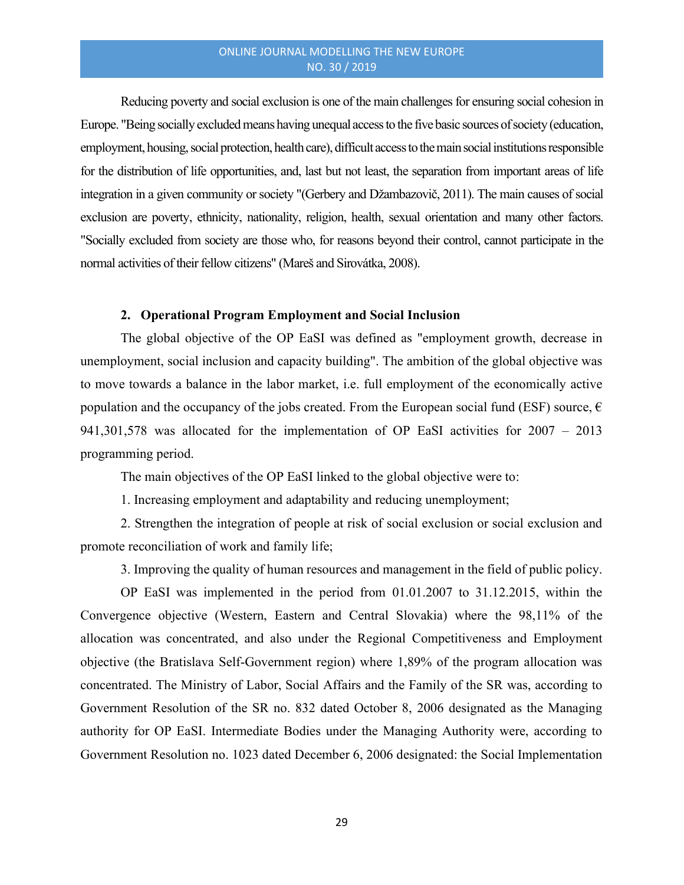Reducing poverty and social exclusion is one of the main challenges for ensuring social cohesion in Europe. "Being socially excluded means having unequal access to the five basic sources of society (education, employment, housing, social protection, health care), difficult access to the main social institutions responsible for the distribution of life opportunities, and, last but not least, the separation from important areas of life integration in a given community or society "(Gerbery and Džambazovič, 2011). The main causes of social exclusion are poverty, ethnicity, nationality, religion, health, sexual orientation and many other factors. "Socially excluded from society are those who, for reasons beyond their control, cannot participate in the normal activities of their fellow citizens" (Mareš and Sirovátka, 2008).

## 2. Operational Program Employment and Social Inclusion

The global objective of the OP EaSI was defined as "employment growth, decrease in unemployment, social inclusion and capacity building". The ambition of the global objective was to move towards a balance in the labor market, i.e. full employment of the economically active population and the occupancy of the jobs created. From the European social fund (ESF) source, € 941,301,578 was allocated for the implementation of OP EaSI activities for 2007 – 2013 programming period.

The main objectives of the OP EaSI linked to the global objective were to:

1. Increasing employment and adaptability and reducing unemployment;

2. Strengthen the integration of people at risk of social exclusion or social exclusion and promote reconciliation of work and family life;

3. Improving the quality of human resources and management in the field of public policy.

OP EaSI was implemented in the period from 01.01.2007 to 31.12.2015, within the Convergence objective (Western, Eastern and Central Slovakia) where the 98,11% of the allocation was concentrated, and also under the Regional Competitiveness and Employment objective (the Bratislava Self-Government region) where 1,89% of the program allocation was concentrated. The Ministry of Labor, Social Affairs and the Family of the SR was, according to Government Resolution of the SR no. 832 dated October 8, 2006 designated as the Managing authority for OP EaSI. Intermediate Bodies under the Managing Authority were, according to Government Resolution no. 1023 dated December 6, 2006 designated: the Social Implementation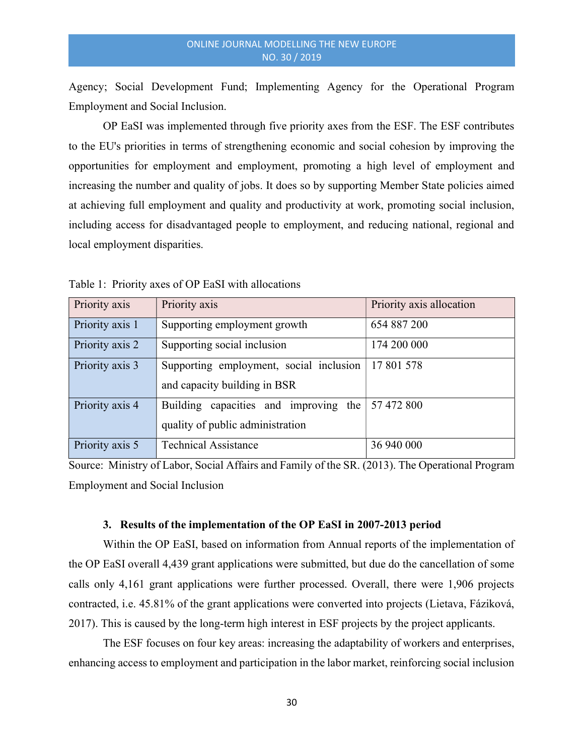Agency; Social Development Fund; Implementing Agency for the Operational Program Employment and Social Inclusion.

OP EaSI was implemented through five priority axes from the ESF. The ESF contributes to the EU's priorities in terms of strengthening economic and social cohesion by improving the opportunities for employment and employment, promoting a high level of employment and increasing the number and quality of jobs. It does so by supporting Member State policies aimed at achieving full employment and quality and productivity at work, promoting social inclusion, including access for disadvantaged people to employment, and reducing national, regional and local employment disparities.

Table 1: Priority axes of OP EaSI with allocations

| Priority axis | Priority axis | Priority axis allocation |
|---|---|---|
| Priority axis 1 | Supporting employment growth | 654 887 200 |
| Priority axis 2 | Supporting social inclusion | 174 200 000 |
| Priority axis 3 | Supporting employment, social inclusion and capacity building in BSR | 17 801 578 |
| Priority axis 4 | Building capacities and improving the quality of public administration | 57 472 800 |
| Priority axis 5 | Technical Assistance | 36 940 000 |

Source: Ministry of Labor, Social Affairs and Family of the SR. (2013). The Operational Program Employment and Social Inclusion

### 3. Results of the implementation of the OP EaSI in 2007-2013 period

Within the OP EaSI, based on information from Annual reports of the implementation of the OP EaSI overall 4,439 grant applications were submitted, but due do the cancellation of some calls only 4,161 grant applications were further processed. Overall, there were 1,906 projects contracted, i.e. 45.81% of the grant applications were converted into projects (Lietava, Fáziková, 2017). This is caused by the long-term high interest in ESF projects by the project applicants.

The ESF focuses on four key areas: increasing the adaptability of workers and enterprises, enhancing access to employment and participation in the labor market, reinforcing social inclusion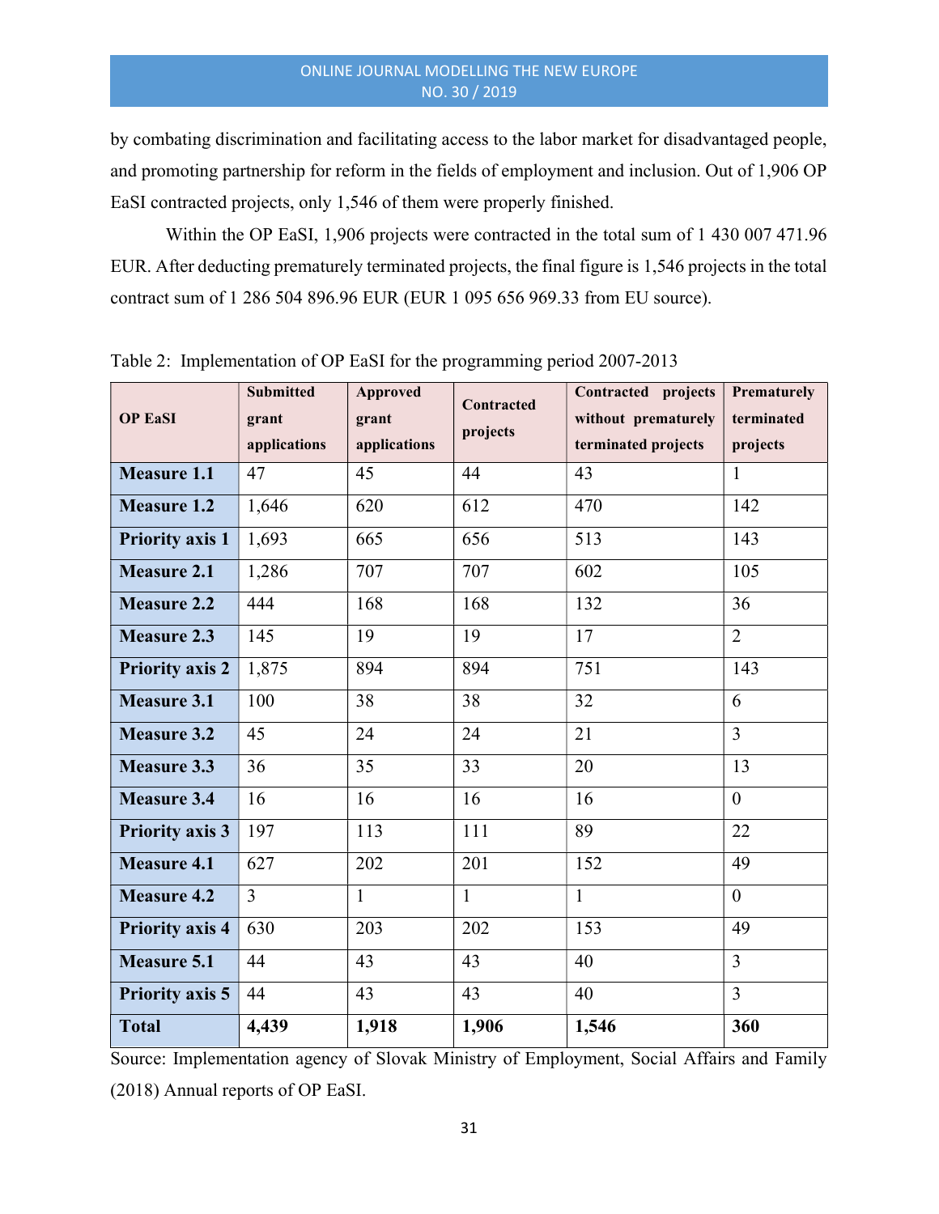by combating discrimination and facilitating access to the labor market for disadvantaged people, and promoting partnership for reform in the fields of employment and inclusion. Out of 1,906 OP EaSI contracted projects, only 1,546 of them were properly finished.

Within the OP EaSI, 1,906 projects were contracted in the total sum of 1 430 007 471.96 EUR. After deducting prematurely terminated projects, the final figure is 1,546 projects in the total contract sum of 1 286 504 896.96 EUR (EUR 1 095 656 969.33 from EU source).

Table 2: Implementation of OP EaSI for the programming period 2007-2013

| OP EaSI | Submitted grant applications | Approved grant applications | Contracted projects | Contracted projects without prematurely terminated projects | Prematurely terminated projects |
|---|---|---|---|---|---|
| **Measure 1.1** | 47 | 45 | 44 | 43 | 1 |
| **Measure 1.2** | 1,646 | 620 | 612 | 470 | 142 |
| **Priority axis 1** | 1,693 | 665 | 656 | 513 | 143 |
| **Measure 2.1** | 1,286 | 707 | 707 | 602 | 105 |
| **Measure 2.2** | 444 | 168 | 168 | 132 | 36 |
| **Measure 2.3** | 145 | 19 | 19 | 17 | 2 |
| **Priority axis 2** | 1,875 | 894 | 894 | 751 | 143 |
| **Measure 3.1** | 100 | 38 | 38 | 32 | 6 |
| **Measure 3.2** | 45 | 24 | 24 | 21 | 3 |
| **Measure 3.3** | 36 | 35 | 33 | 20 | 13 |
| **Measure 3.4** | 16 | 16 | 16 | 16 | 0 |
| **Priority axis 3** | 197 | 113 | 111 | 89 | 22 |
| **Measure 4.1** | 627 | 202 | 201 | 152 | 49 |
| **Measure 4.2** | 3 | 1 | 1 | 1 | 0 |
| **Priority axis 4** | 630 | 203 | 202 | 153 | 49 |
| **Measure 5.1** | 44 | 43 | 43 | 40 | 3 |
| **Priority axis 5** | 44 | 43 | 43 | 40 | 3 |
| **Total** | **4,439** | **1,918** | **1,906** | **1,546** | **360** |

Source: Implementation agency of Slovak Ministry of Employment, Social Affairs and Family (2018) Annual reports of OP EaSI.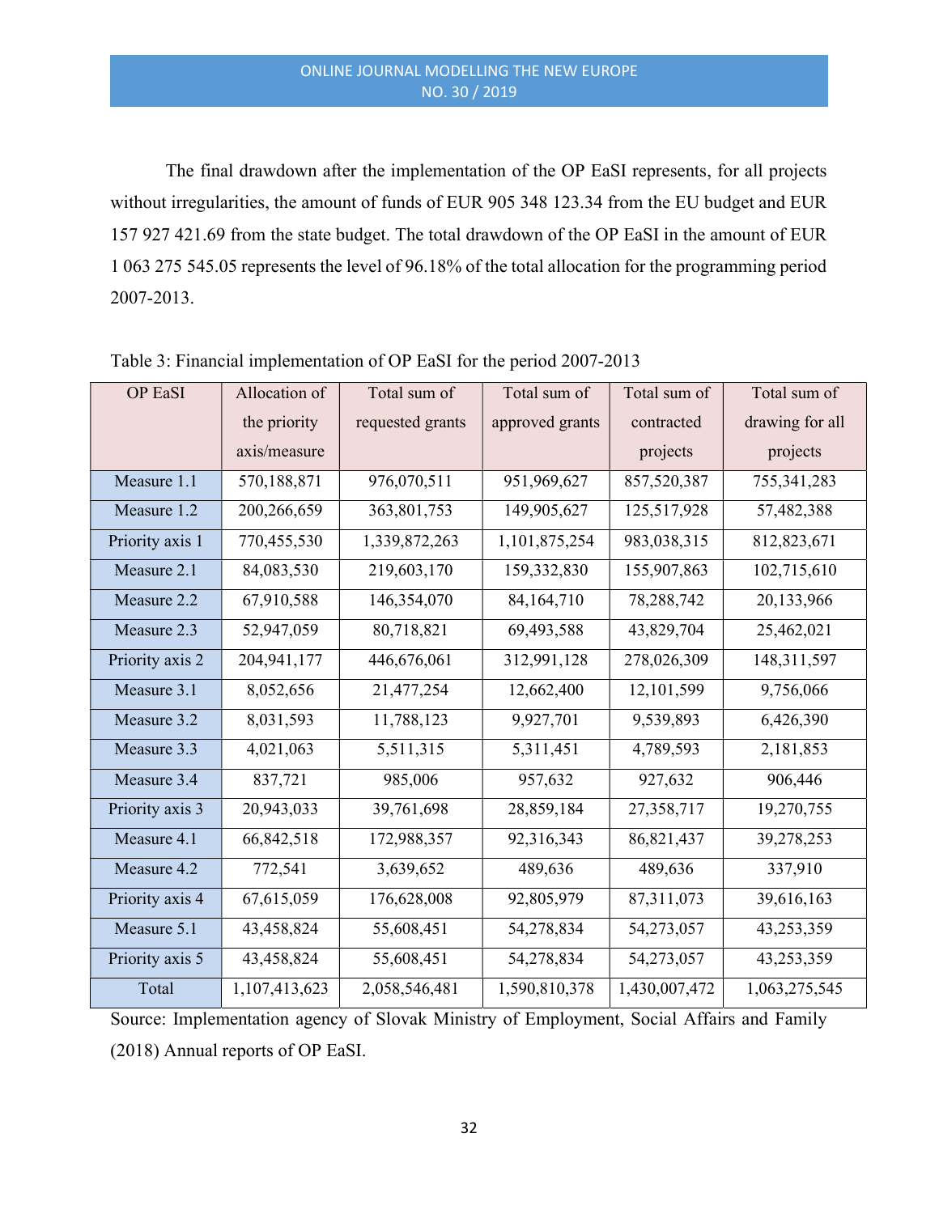The final drawdown after the implementation of the OP EaSI represents, for all projects without irregularities, the amount of funds of EUR 905 348 123.34 from the EU budget and EUR 157 927 421.69 from the state budget. The total drawdown of the OP EaSI in the amount of EUR 1 063 275 545.05 represents the level of 96.18% of the total allocation for the programming period 2007-2013.

Table 3: Financial implementation of OP EaSI for the period 2007-2013

| OP EaSI | Allocation of the priority axis/measure | Total sum of requested grants | Total sum of approved grants | Total sum of contracted projects | Total sum of drawing for all projects |
|---|---|---|---|---|---|
| Measure 1.1 | 570,188,871 | 976,070,511 | 951,969,627 | 857,520,387 | 755,341,283 |
| Measure 1.2 | 200,266,659 | 363,801,753 | 149,905,627 | 125,517,928 | 57,482,388 |
| Priority axis 1 | 770,455,530 | 1,339,872,263 | 1,101,875,254 | 983,038,315 | 812,823,671 |
| Measure 2.1 | 84,083,530 | 219,603,170 | 159,332,830 | 155,907,863 | 102,715,610 |
| Measure 2.2 | 67,910,588 | 146,354,070 | 84,164,710 | 78,288,742 | 20,133,966 |
| Measure 2.3 | 52,947,059 | 80,718,821 | 69,493,588 | 43,829,704 | 25,462,021 |
| Priority axis 2 | 204,941,177 | 446,676,061 | 312,991,128 | 278,026,309 | 148,311,597 |
| Measure 3.1 | 8,052,656 | 21,477,254 | 12,662,400 | 12,101,599 | 9,756,066 |
| Measure 3.2 | 8,031,593 | 11,788,123 | 9,927,701 | 9,539,893 | 6,426,390 |
| Measure 3.3 | 4,021,063 | 5,511,315 | 5,311,451 | 4,789,593 | 2,181,853 |
| Measure 3.4 | 837,721 | 985,006 | 957,632 | 927,632 | 906,446 |
| Priority axis 3 | 20,943,033 | 39,761,698 | 28,859,184 | 27,358,717 | 19,270,755 |
| Measure 4.1 | 66,842,518 | 172,988,357 | 92,316,343 | 86,821,437 | 39,278,253 |
| Measure 4.2 | 772,541 | 3,639,652 | 489,636 | 489,636 | 337,910 |
| Priority axis 4 | 67,615,059 | 176,628,008 | 92,805,979 | 87,311,073 | 39,616,163 |
| Measure 5.1 | 43,458,824 | 55,608,451 | 54,278,834 | 54,273,057 | 43,253,359 |
| Priority axis 5 | 43,458,824 | 55,608,451 | 54,278,834 | 54,273,057 | 43,253,359 |
| Total | 1,107,413,623 | 2,058,546,481 | 1,590,810,378 | 1,430,007,472 | 1,063,275,545 |

Source: Implementation agency of Slovak Ministry of Employment, Social Affairs and Family (2018) Annual reports of OP EaSI.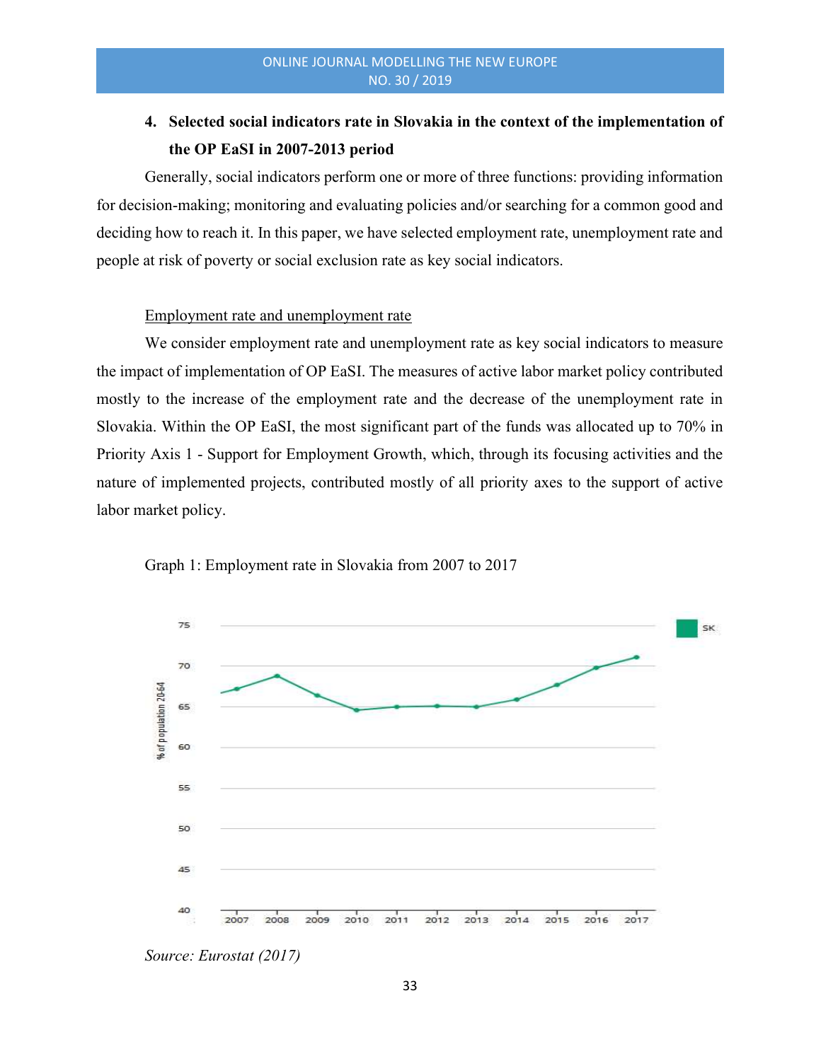## 4. Selected social indicators rate in Slovakia in the context of the implementation of the OP EaSI in 2007-2013 period

Generally, social indicators perform one or more of three functions: providing information for decision-making; monitoring and evaluating policies and/or searching for a common good and deciding how to reach it. In this paper, we have selected employment rate, unemployment rate and people at risk of poverty or social exclusion rate as key social indicators.

Employment rate and unemployment rate

We consider employment rate and unemployment rate as key social indicators to measure the impact of implementation of OP EaSI. The measures of active labor market policy contributed mostly to the increase of the employment rate and the decrease of the unemployment rate in Slovakia. Within the OP EaSI, the most significant part of the funds was allocated up to 70% in Priority Axis 1 - Support for Employment Growth, which, through its focusing activities and the nature of implemented projects, contributed mostly of all priority axes to the support of active labor market policy.

Graph 1: Employment rate in Slovakia from 2007 to 2017

*Source: Eurostat (2017)*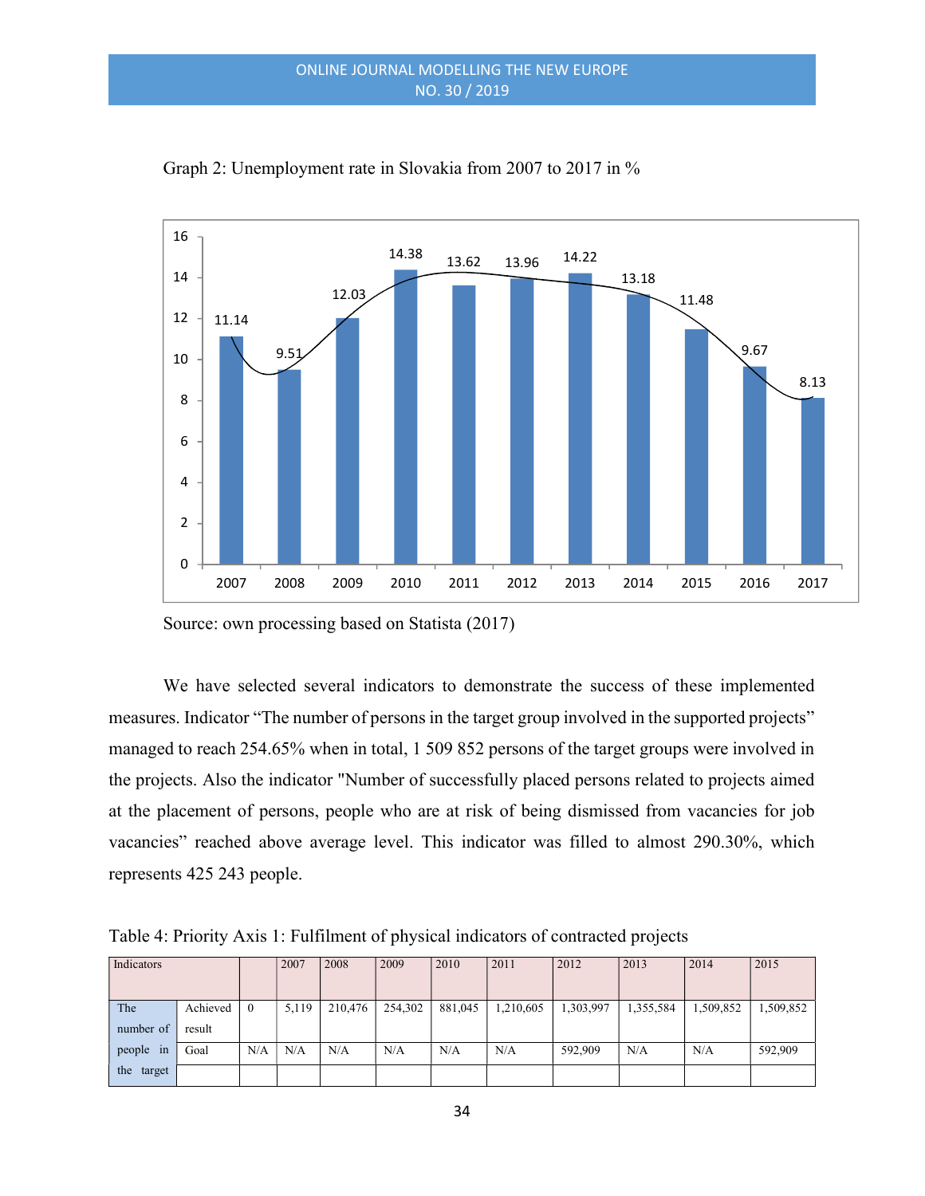Graph 2: Unemployment rate in Slovakia from 2007 to 2017 in %

Source: own processing based on Statista (2017)

We have selected several indicators to demonstrate the success of these implemented measures. Indicator "The number of persons in the target group involved in the supported projects" managed to reach 254.65% when in total, 1 509 852 persons of the target groups were involved in the projects. Also the indicator "Number of successfully placed persons related to projects aimed at the placement of persons, people who are at risk of being dismissed from vacancies for job vacancies" reached above average level. This indicator was filled to almost 290.30%, which represents 425 243 people.

Table 4: Priority Axis 1: Fulfilment of physical indicators of contracted projects

| Indicators | | | 2007 | 2008 | 2009 | 2010 | 2011 | 2012 | 2013 | 2014 | 2015 |
|---|---|---|---|---|---|---|---|---|---|---|---|
| The number of people in the target | Achieved result | 0 | 5,119 | 210,476 | 254,302 | 881,045 | 1,210,605 | 1,303,997 | 1,355,584 | 1,509,852 | 1,509,852 |
| | Goal | N/A | N/A | N/A | N/A | N/A | N/A | 592,909 | N/A | N/A | 592,909 |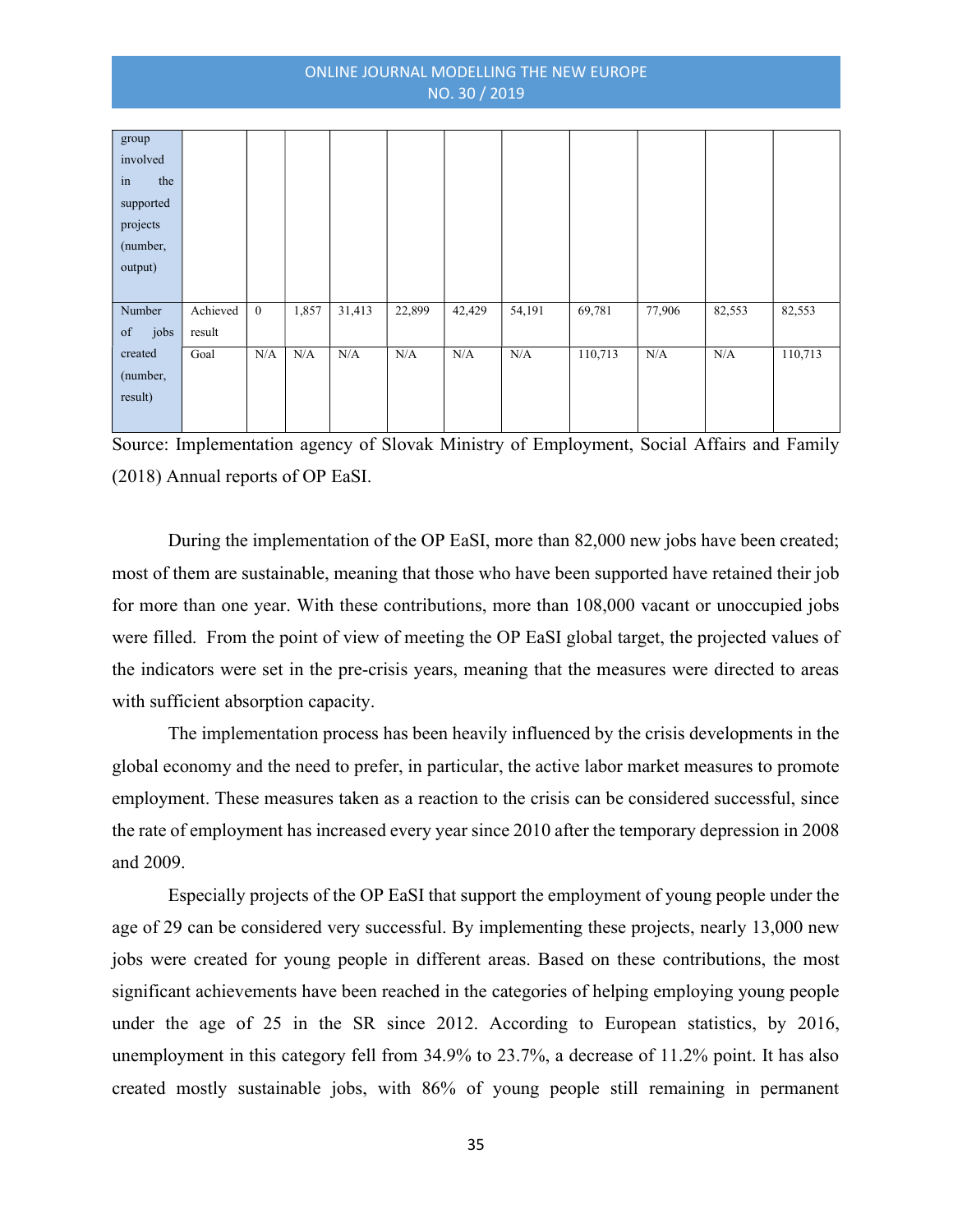| | | | | | | | | | | | |
|---|---|---|---|---|---|---|---|---|---|---|---|
| group involved in the supported projects (number, output) | | | | | | | | | | | |
| Number of jobs created (number, result) | Achieved result | 0 | 1,857 | 31,413 | 22,899 | 42,429 | 54,191 | 69,781 | 77,906 | 82,553 | 82,553 |
| | Goal | N/A | N/A | N/A | N/A | N/A | N/A | 110,713 | N/A | N/A | 110,713 |

Source: Implementation agency of Slovak Ministry of Employment, Social Affairs and Family (2018) Annual reports of OP EaSI.

During the implementation of the OP EaSI, more than 82,000 new jobs have been created; most of them are sustainable, meaning that those who have been supported have retained their job for more than one year. With these contributions, more than 108,000 vacant or unoccupied jobs were filled. From the point of view of meeting the OP EaSI global target, the projected values of the indicators were set in the pre-crisis years, meaning that the measures were directed to areas with sufficient absorption capacity.

The implementation process has been heavily influenced by the crisis developments in the global economy and the need to prefer, in particular, the active labor market measures to promote employment. These measures taken as a reaction to the crisis can be considered successful, since the rate of employment has increased every year since 2010 after the temporary depression in 2008 and 2009.

Especially projects of the OP EaSI that support the employment of young people under the age of 29 can be considered very successful. By implementing these projects, nearly 13,000 new jobs were created for young people in different areas. Based on these contributions, the most significant achievements have been reached in the categories of helping employing young people under the age of 25 in the SR since 2012. According to European statistics, by 2016, unemployment in this category fell from 34.9% to 23.7%, a decrease of 11.2% point. It has also created mostly sustainable jobs, with 86% of young people still remaining in permanent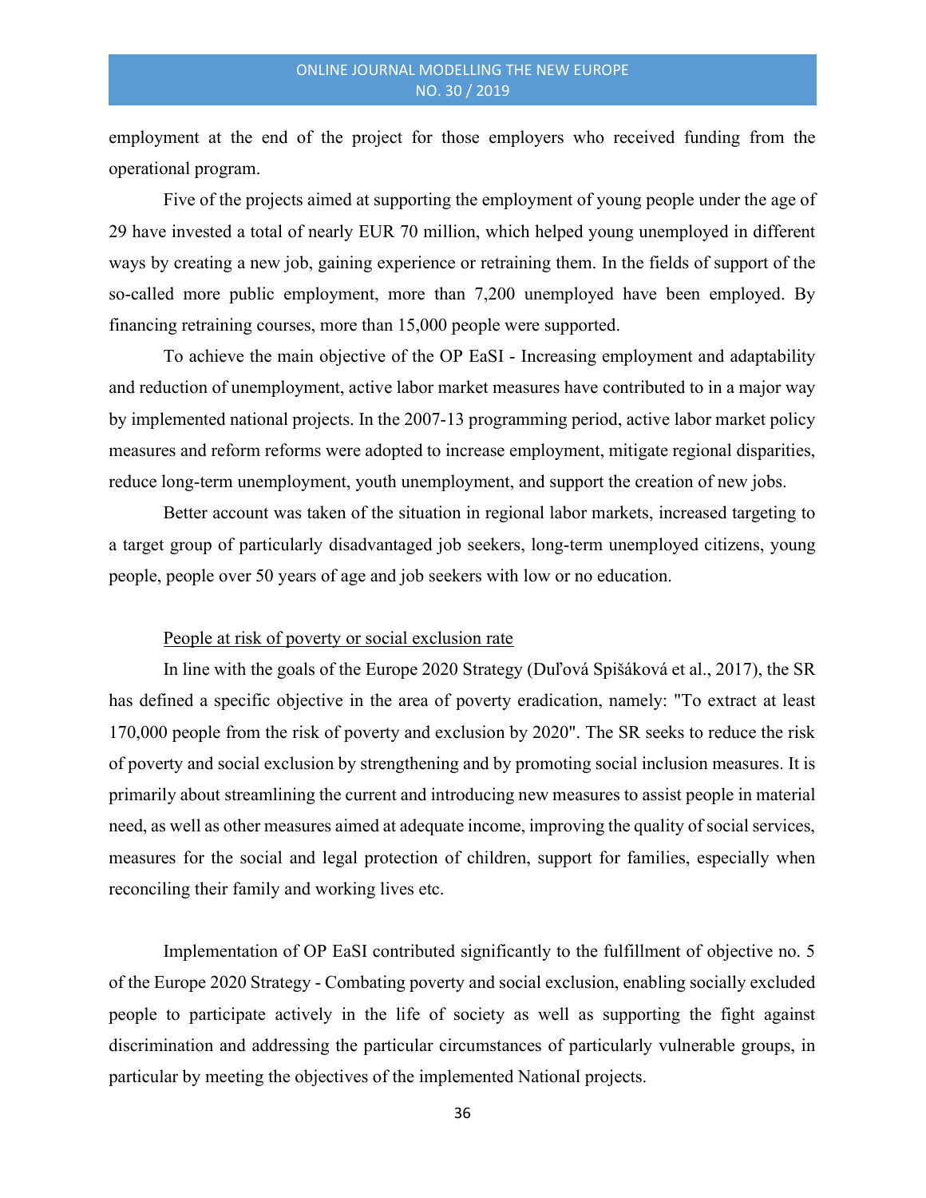employment at the end of the project for those employers who received funding from the operational program.

Five of the projects aimed at supporting the employment of young people under the age of 29 have invested a total of nearly EUR 70 million, which helped young unemployed in different ways by creating a new job, gaining experience or retraining them. In the fields of support of the so-called more public employment, more than 7,200 unemployed have been employed. By financing retraining courses, more than 15,000 people were supported.

To achieve the main objective of the OP EaSI - Increasing employment and adaptability and reduction of unemployment, active labor market measures have contributed to in a major way by implemented national projects. In the 2007-13 programming period, active labor market policy measures and reform reforms were adopted to increase employment, mitigate regional disparities, reduce long-term unemployment, youth unemployment, and support the creation of new jobs.

Better account was taken of the situation in regional labor markets, increased targeting to a target group of particularly disadvantaged job seekers, long-term unemployed citizens, young people, people over 50 years of age and job seekers with low or no education.

<u>People at risk of poverty or social exclusion rate</u>

In line with the goals of the Europe 2020 Strategy (Duľová Spišáková et al., 2017), the SR has defined a specific objective in the area of poverty eradication, namely: "To extract at least 170,000 people from the risk of poverty and exclusion by 2020". The SR seeks to reduce the risk of poverty and social exclusion by strengthening and by promoting social inclusion measures. It is primarily about streamlining the current and introducing new measures to assist people in material need, as well as other measures aimed at adequate income, improving the quality of social services, measures for the social and legal protection of children, support for families, especially when reconciling their family and working lives etc.

Implementation of OP EaSI contributed significantly to the fulfillment of objective no. 5 of the Europe 2020 Strategy - Combating poverty and social exclusion, enabling socially excluded people to participate actively in the life of society as well as supporting the fight against discrimination and addressing the particular circumstances of particularly vulnerable groups, in particular by meeting the objectives of the implemented National projects.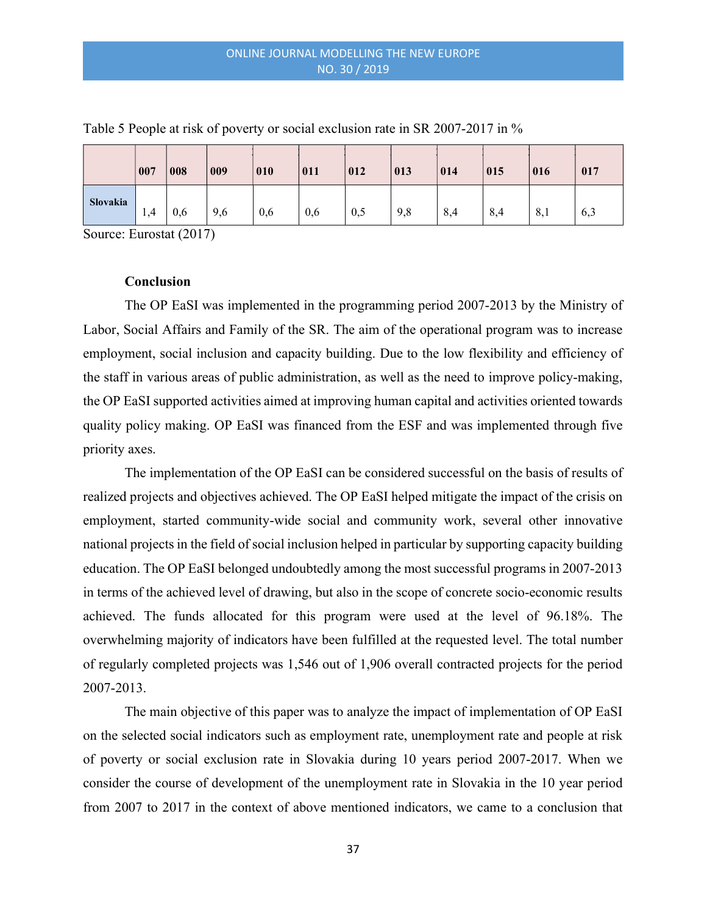Table 5 People at risk of poverty or social exclusion rate in SR 2007-2017 in %

| | 007 | 008 | 009 | 010 | 011 | 012 | 013 | 014 | 015 | 016 | 017 |
|---|---|---|---|---|---|---|---|---|---|---|---|
| **Slovakia** | 1,4 | 0,6 | 9,6 | 0,6 | 0,6 | 0,5 | 9,8 | 8,4 | 8,4 | 8,1 | 6,3 |

Source: Eurostat (2017)

### Conclusion

The OP EaSI was implemented in the programming period 2007-2013 by the Ministry of Labor, Social Affairs and Family of the SR. The aim of the operational program was to increase employment, social inclusion and capacity building. Due to the low flexibility and efficiency of the staff in various areas of public administration, as well as the need to improve policy-making, the OP EaSI supported activities aimed at improving human capital and activities oriented towards quality policy making. OP EaSI was financed from the ESF and was implemented through five priority axes.

The implementation of the OP EaSI can be considered successful on the basis of results of realized projects and objectives achieved. The OP EaSI helped mitigate the impact of the crisis on employment, started community-wide social and community work, several other innovative national projects in the field of social inclusion helped in particular by supporting capacity building education. The OP EaSI belonged undoubtedly among the most successful programs in 2007-2013 in terms of the achieved level of drawing, but also in the scope of concrete socio-economic results achieved. The funds allocated for this program were used at the level of 96.18%. The overwhelming majority of indicators have been fulfilled at the requested level. The total number of regularly completed projects was 1,546 out of 1,906 overall contracted projects for the period 2007-2013.

The main objective of this paper was to analyze the impact of implementation of OP EaSI on the selected social indicators such as employment rate, unemployment rate and people at risk of poverty or social exclusion rate in Slovakia during 10 years period 2007-2017. When we consider the course of development of the unemployment rate in Slovakia in the 10 year period from 2007 to 2017 in the context of above mentioned indicators, we came to a conclusion that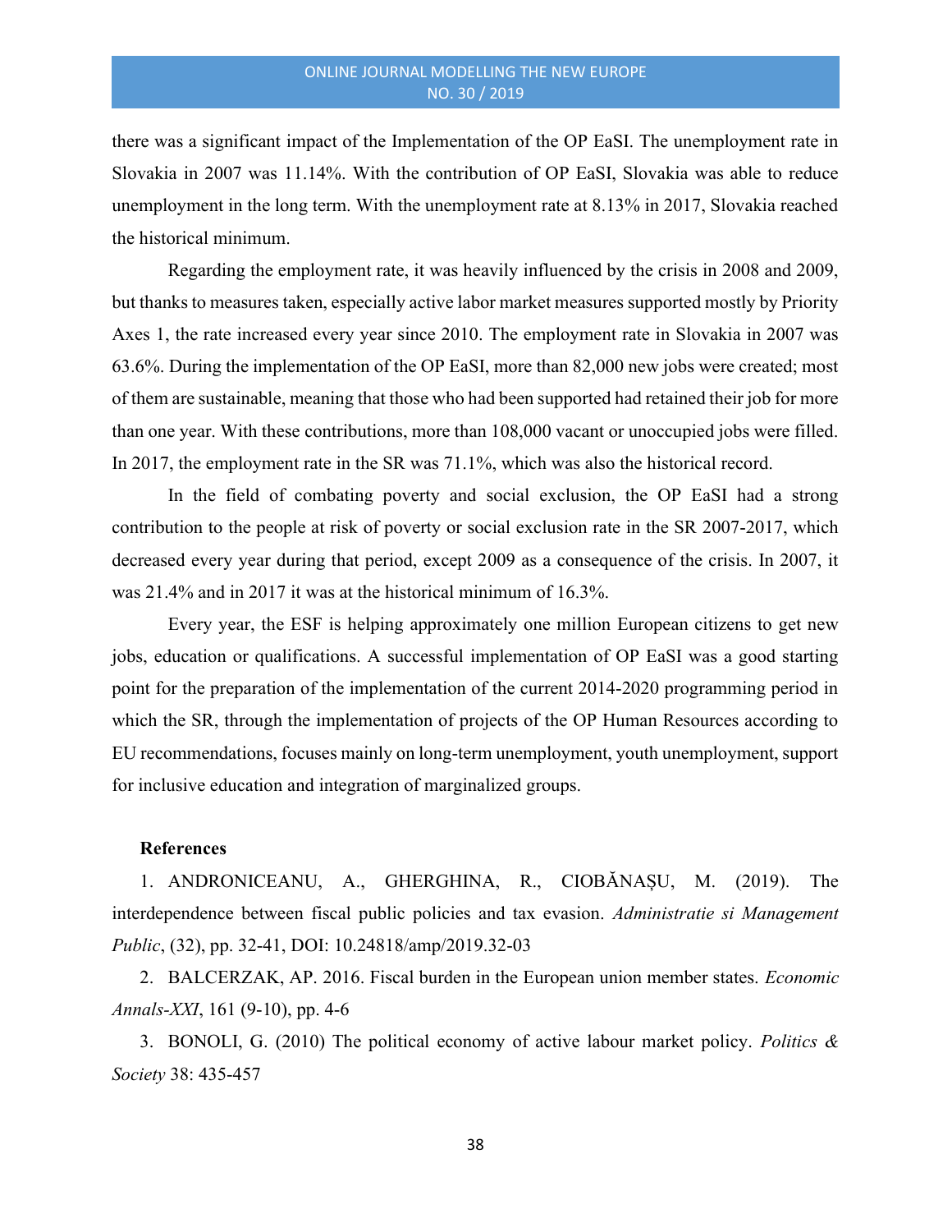there was a significant impact of the Implementation of the OP EaSI. The unemployment rate in Slovakia in 2007 was 11.14%. With the contribution of OP EaSI, Slovakia was able to reduce unemployment in the long term. With the unemployment rate at 8.13% in 2017, Slovakia reached the historical minimum.

Regarding the employment rate, it was heavily influenced by the crisis in 2008 and 2009, but thanks to measures taken, especially active labor market measures supported mostly by Priority Axes 1, the rate increased every year since 2010. The employment rate in Slovakia in 2007 was 63.6%. During the implementation of the OP EaSI, more than 82,000 new jobs were created; most of them are sustainable, meaning that those who had been supported had retained their job for more than one year. With these contributions, more than 108,000 vacant or unoccupied jobs were filled. In 2017, the employment rate in the SR was 71.1%, which was also the historical record.

In the field of combating poverty and social exclusion, the OP EaSI had a strong contribution to the people at risk of poverty or social exclusion rate in the SR 2007-2017, which decreased every year during that period, except 2009 as a consequence of the crisis. In 2007, it was 21.4% and in 2017 it was at the historical minimum of 16.3%.

Every year, the ESF is helping approximately one million European citizens to get new jobs, education or qualifications. A successful implementation of OP EaSI was a good starting point for the preparation of the implementation of the current 2014-2020 programming period in which the SR, through the implementation of projects of the OP Human Resources according to EU recommendations, focuses mainly on long-term unemployment, youth unemployment, support for inclusive education and integration of marginalized groups.

**References**

1. ANDRONICEANU, A., GHERGHINA, R., CIOBĂNAȘU, M. (2019). The interdependence between fiscal public policies and tax evasion. *Administratie si Management Public*, (32), pp. 32-41, DOI: 10.24818/amp/2019.32-03
2. BALCERZAK, AP. 2016. Fiscal burden in the European union member states. *Economic Annals-XXI*, 161 (9-10), pp. 4-6
3. BONOLI, G. (2010) The political economy of active labour market policy. *Politics & Society* 38: 435-457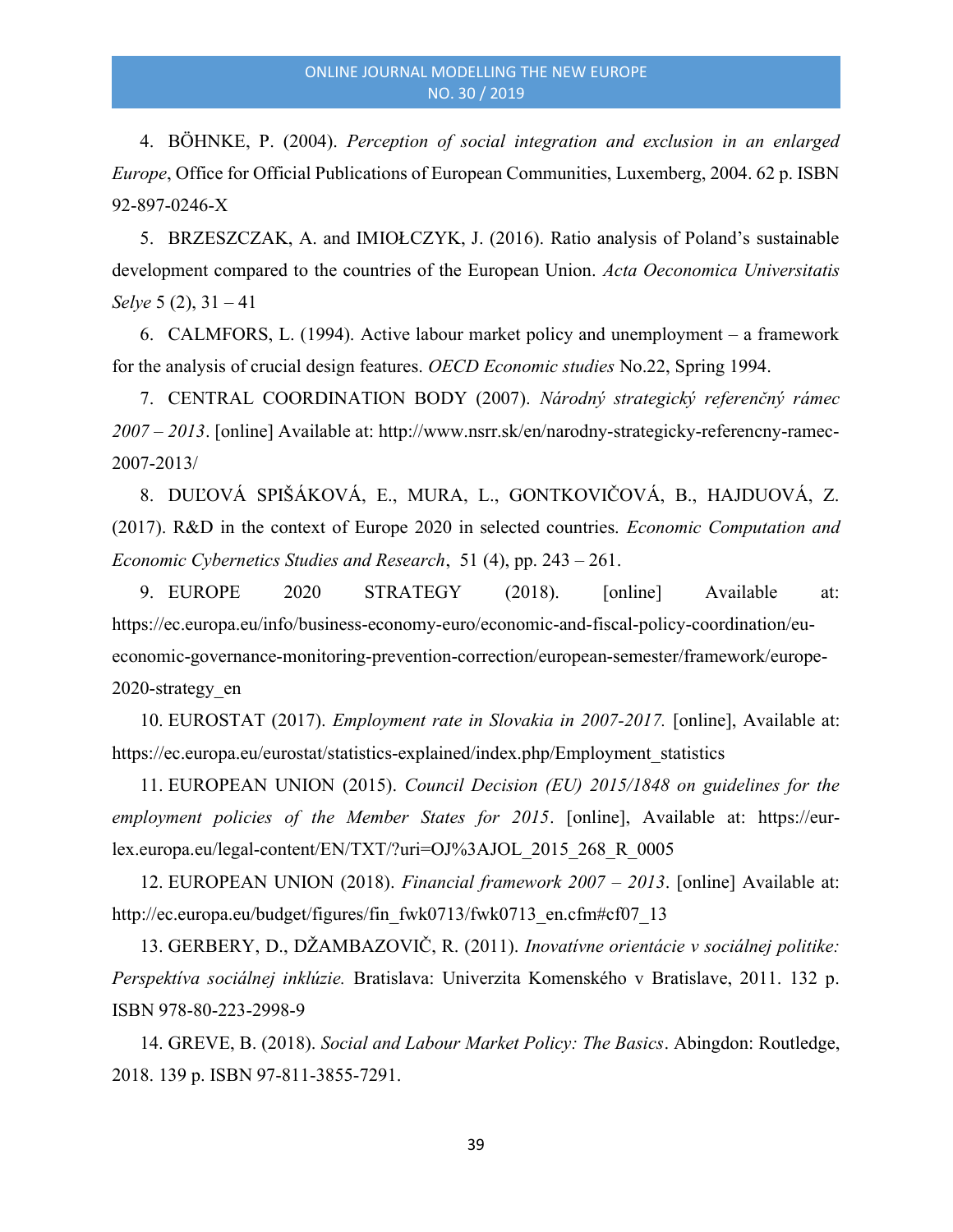4. BÖHNKE, P. (2004). *Perception of social integration and exclusion in an enlarged Europe*, Office for Official Publications of European Communities, Luxemberg, 2004. 62 p. ISBN 92-897-0246-X

5. BRZESZCZAK, A. and IMIOŁCZYK, J. (2016). Ratio analysis of Poland's sustainable development compared to the countries of the European Union. *Acta Oeconomica Universitatis Selye* 5 (2), 31 – 41

6. CALMFORS, L. (1994). Active labour market policy and unemployment – a framework for the analysis of crucial design features. *OECD Economic studies* No.22, Spring 1994.

7. CENTRAL COORDINATION BODY (2007). *Národný strategický referenčný rámec 2007 – 2013*. [online] Available at: http://www.nsrr.sk/en/narodny-strategicky-referencny-ramec-2007-2013/

8. DUĽOVÁ SPIŠÁKOVÁ, E., MURA, L., GONTKOVIČOVÁ, B., HAJDUOVÁ, Z. (2017). R&D in the context of Europe 2020 in selected countries. *Economic Computation and Economic Cybernetics Studies and Research*, 51 (4), pp. 243 – 261.

9. EUROPE 2020 STRATEGY (2018). [online] Available at: https://ec.europa.eu/info/business-economy-euro/economic-and-fiscal-policy-coordination/eu-economic-governance-monitoring-prevention-correction/european-semester/framework/europe-2020-strategy_en

10. EUROSTAT (2017). *Employment rate in Slovakia in 2007-2017.* [online], Available at: https://ec.europa.eu/eurostat/statistics-explained/index.php/Employment_statistics

11. EUROPEAN UNION (2015). *Council Decision (EU) 2015/1848 on guidelines for the employment policies of the Member States for 2015*. [online], Available at: https://eur-lex.europa.eu/legal-content/EN/TXT/?uri=OJ%3AJOL_2015_268_R_0005

12. EUROPEAN UNION (2018). *Financial framework 2007 – 2013*. [online] Available at: http://ec.europa.eu/budget/figures/fin_fwk0713/fwk0713_en.cfm#cf07_13

13. GERBERY, D., DŽAMBAZOVIČ, R. (2011). *Inovatívne orientácie v sociálnej politike: Perspektíva sociálnej inklúzie.* Bratislava: Univerzita Komenského v Bratislave, 2011. 132 p. ISBN 978-80-223-2998-9

14. GREVE, B. (2018). *Social and Labour Market Policy: The Basics*. Abingdon: Routledge, 2018. 139 p. ISBN 97-811-3855-7291.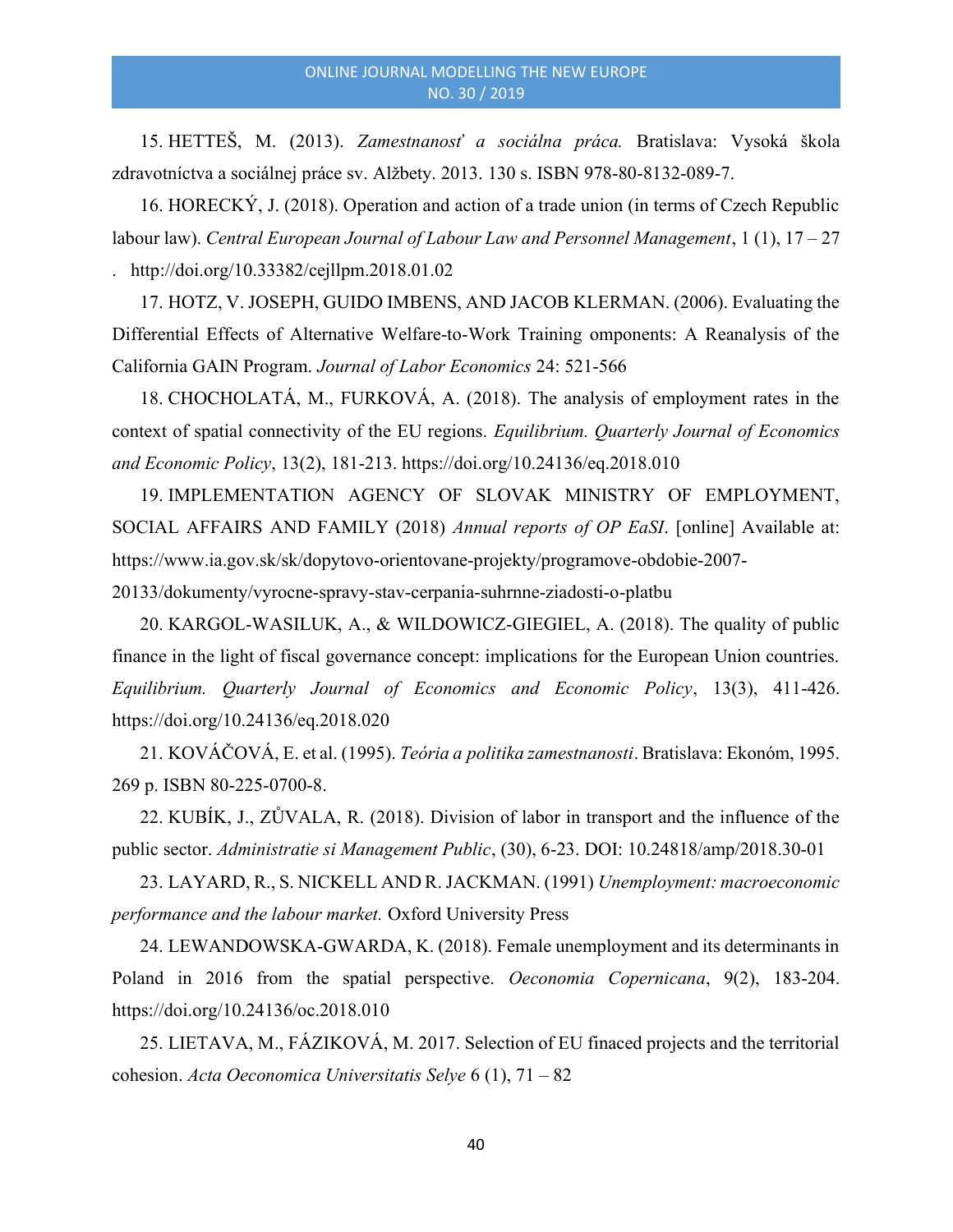15. HETTEŠ, M. (2013). *Zamestnanosť a sociálna práca.* Bratislava: Vysoká škola zdravotníctva a sociálnej práce sv. Alžbety. 2013. 130 s. ISBN 978-80-8132-089-7.

16. HORECKÝ, J. (2018). Operation and action of a trade union (in terms of Czech Republic labour law). *Central European Journal of Labour Law and Personnel Management*, 1 (1), 17 – 27 . http://doi.org/10.33382/cejllpm.2018.01.02

17. HOTZ, V. JOSEPH, GUIDO IMBENS, AND JACOB KLERMAN. (2006). Evaluating the Differential Effects of Alternative Welfare-to-Work Training omponents: A Reanalysis of the California GAIN Program. *Journal of Labor Economics* 24: 521-566

18. CHOCHOLATÁ, M., FURKOVÁ, A. (2018). The analysis of employment rates in the context of spatial connectivity of the EU regions. *Equilibrium. Quarterly Journal of Economics and Economic Policy*, 13(2), 181-213. https://doi.org/10.24136/eq.2018.010

19. IMPLEMENTATION AGENCY OF SLOVAK MINISTRY OF EMPLOYMENT, SOCIAL AFFAIRS AND FAMILY (2018) *Annual reports of OP EaSI*. [online] Available at: https://www.ia.gov.sk/sk/dopytovo-orientovane-projekty/programove-obdobie-2007-20133/dokumenty/vyrocne-spravy-stav-cerpania-suhrnne-ziadosti-o-platbu

20. KARGOL-WASILUK, A., & WILDOWICZ-GIEGIEL, A. (2018). The quality of public finance in the light of fiscal governance concept: implications for the European Union countries. *Equilibrium. Quarterly Journal of Economics and Economic Policy*, 13(3), 411-426. https://doi.org/10.24136/eq.2018.020

21. KOVÁČOVÁ, E. et al. (1995). *Teória a politika zamestnanosti*. Bratislava: Ekonóm, 1995. 269 p. ISBN 80-225-0700-8.

22. KUBÍK, J., ZŮVALA, R. (2018). Division of labor in transport and the influence of the public sector. *Administratie si Management Public*, (30), 6-23. DOI: 10.24818/amp/2018.30-01

23. LAYARD, R., S. NICKELL AND R. JACKMAN. (1991) *Unemployment: macroeconomic performance and the labour market.* Oxford University Press

24. LEWANDOWSKA-GWARDA, K. (2018). Female unemployment and its determinants in Poland in 2016 from the spatial perspective. *Oeconomia Copernicana*, 9(2), 183-204. https://doi.org/10.24136/oc.2018.010

25. LIETAVA, M., FÁZIKOVÁ, M. 2017. Selection of EU finaced projects and the territorial cohesion. *Acta Oeconomica Universitatis Selye* 6 (1), 71 – 82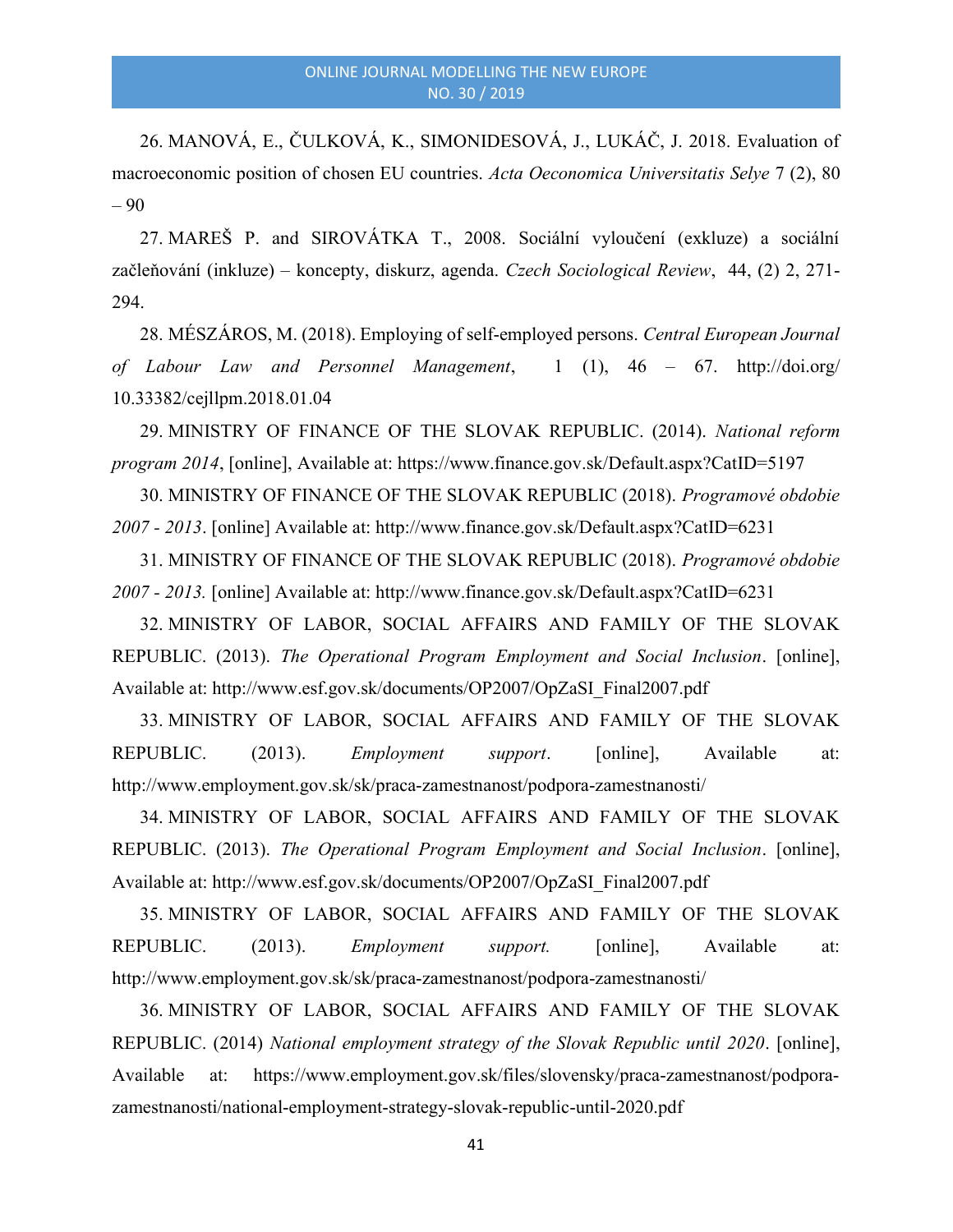26. MANOVÁ, E., ČULKOVÁ, K., SIMONIDESOVÁ, J., LUKÁČ, J. 2018. Evaluation of macroeconomic position of chosen EU countries. *Acta Oeconomica Universitatis Selye* 7 (2), 80 – 90

27. MAREŠ P. and SIROVÁTKA T., 2008. Sociální vyloučení (exkluze) a sociální začleňování (inkluze) – koncepty, diskurz, agenda. *Czech Sociological Review*, 44, (2) 2, 271-294.

28. MÉSZÁROS, M. (2018). Employing of self-employed persons. *Central European Journal of Labour Law and Personnel Management*, 1 (1), 46 – 67. http://doi.org/ 10.33382/cejllpm.2018.01.04

29. MINISTRY OF FINANCE OF THE SLOVAK REPUBLIC. (2014). *National reform program 2014*, [online], Available at: https://www.finance.gov.sk/Default.aspx?CatID=5197

30. MINISTRY OF FINANCE OF THE SLOVAK REPUBLIC (2018). *Programové obdobie 2007 - 2013*. [online] Available at: http://www.finance.gov.sk/Default.aspx?CatID=6231

31. MINISTRY OF FINANCE OF THE SLOVAK REPUBLIC (2018). *Programové obdobie 2007 - 2013.* [online] Available at: http://www.finance.gov.sk/Default.aspx?CatID=6231

32. MINISTRY OF LABOR, SOCIAL AFFAIRS AND FAMILY OF THE SLOVAK REPUBLIC. (2013). *The Operational Program Employment and Social Inclusion*. [online], Available at: http://www.esf.gov.sk/documents/OP2007/OpZaSI_Final2007.pdf

33. MINISTRY OF LABOR, SOCIAL AFFAIRS AND FAMILY OF THE SLOVAK REPUBLIC. (2013). *Employment support*. [online], Available at: http://www.employment.gov.sk/sk/praca-zamestnanost/podpora-zamestnanosti/

34. MINISTRY OF LABOR, SOCIAL AFFAIRS AND FAMILY OF THE SLOVAK REPUBLIC. (2013). *The Operational Program Employment and Social Inclusion*. [online], Available at: http://www.esf.gov.sk/documents/OP2007/OpZaSI_Final2007.pdf

35. MINISTRY OF LABOR, SOCIAL AFFAIRS AND FAMILY OF THE SLOVAK REPUBLIC. (2013). *Employment support.* [online], Available at: http://www.employment.gov.sk/sk/praca-zamestnanost/podpora-zamestnanosti/

36. MINISTRY OF LABOR, SOCIAL AFFAIRS AND FAMILY OF THE SLOVAK REPUBLIC. (2014) *National employment strategy of the Slovak Republic until 2020*. [online], Available at: https://www.employment.gov.sk/files/slovensky/praca-zamestnanost/podpora-zamestnanosti/national-employment-strategy-slovak-republic-until-2020.pdf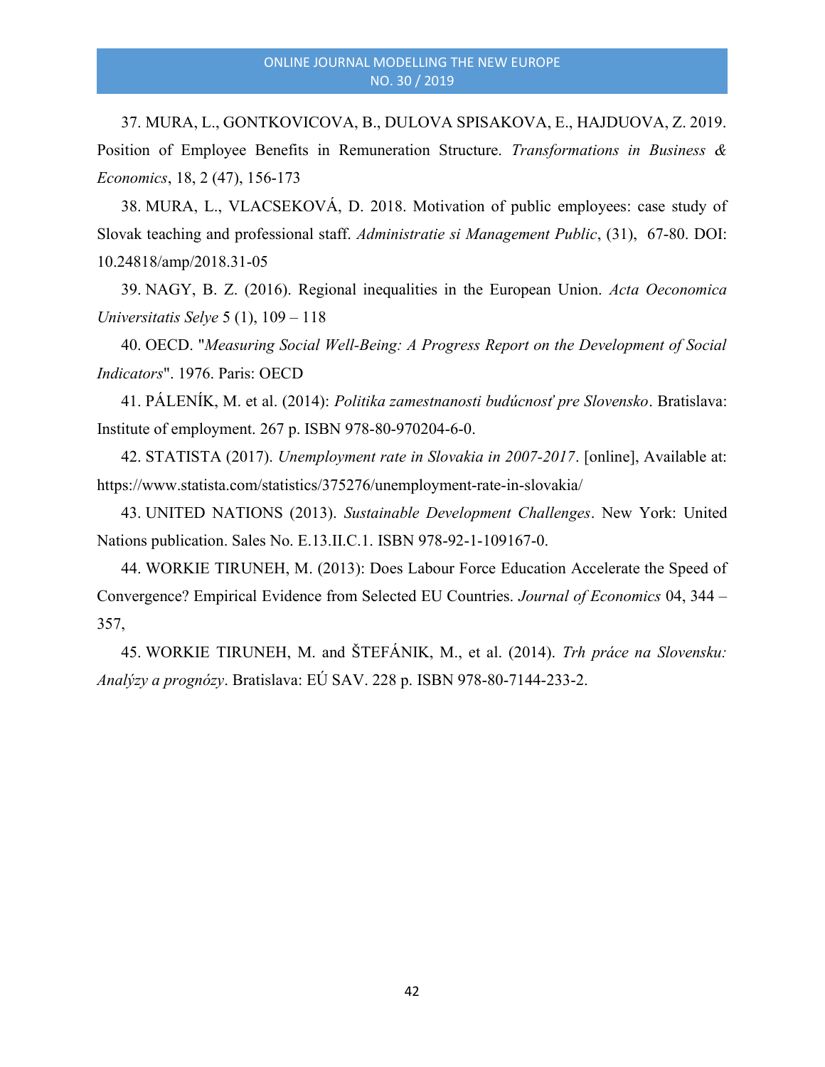37. MURA, L., GONTKOVICOVA, B., DULOVA SPISAKOVA, E., HAJDUOVA, Z. 2019. Position of Employee Benefits in Remuneration Structure. *Transformations in Business & Economics*, 18, 2 (47), 156-173

38. MURA, L., VLACSEKOVÁ, D. 2018. Motivation of public employees: case study of Slovak teaching and professional staff. *Administratie si Management Public*, (31), 67-80. DOI: 10.24818/amp/2018.31-05

39. NAGY, B. Z. (2016). Regional inequalities in the European Union. *Acta Oeconomica Universitatis Selye* 5 (1), 109 – 118

40. OECD. "*Measuring Social Well-Being: A Progress Report on the Development of Social Indicators*". 1976. Paris: OECD

41. PÁLENÍK, M. et al. (2014): *Politika zamestnanosti budúcnosť pre Slovensko*. Bratislava: Institute of employment. 267 p. ISBN 978-80-970204-6-0.

42. STATISTA (2017). *Unemployment rate in Slovakia in 2007-2017*. [online], Available at: https://www.statista.com/statistics/375276/unemployment-rate-in-slovakia/

43. UNITED NATIONS (2013). *Sustainable Development Challenges*. New York: United Nations publication. Sales No. E.13.II.C.1. ISBN 978-92-1-109167-0.

44. WORKIE TIRUNEH, M. (2013): Does Labour Force Education Accelerate the Speed of Convergence? Empirical Evidence from Selected EU Countries. *Journal of Economics* 04, 344 – 357,

45. WORKIE TIRUNEH, M. and ŠTEFÁNIK, M., et al. (2014). *Trh práce na Slovensku: Analýzy a prognózy*. Bratislava: EÚ SAV. 228 p. ISBN 978-80-7144-233-2.